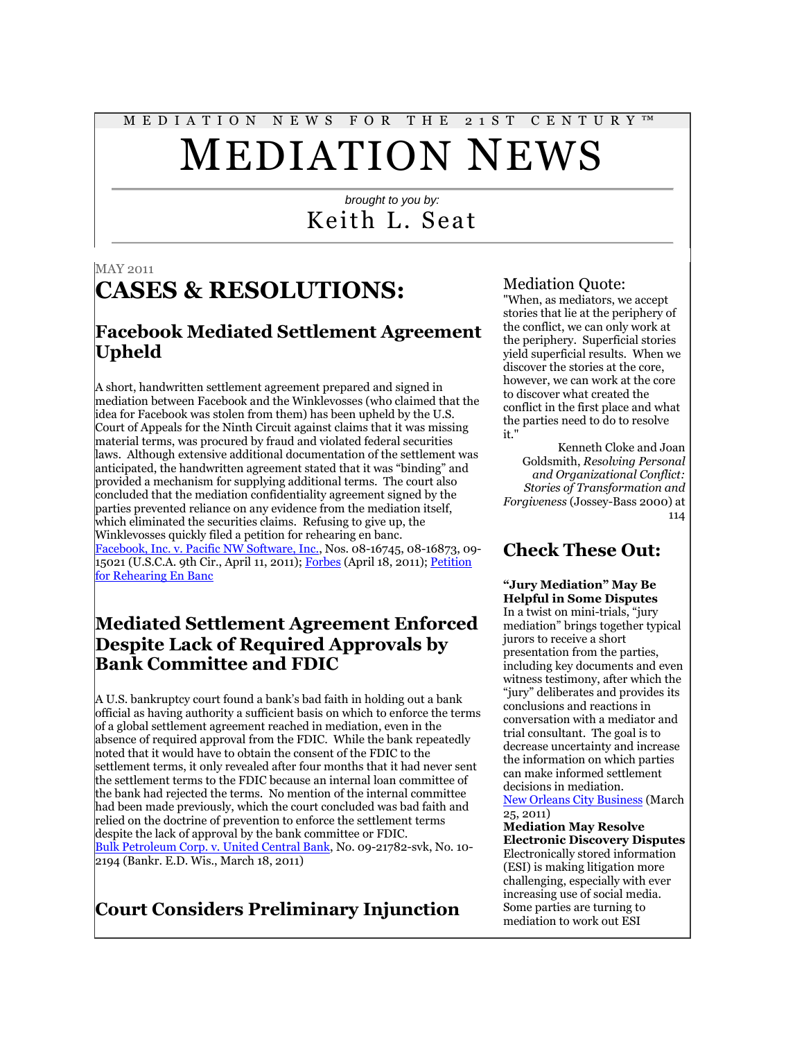MEDIATION NEWS FOR THE 21ST CENTURY™

# MEDIATION NEWS

*brought to you by:*

Keith L. Seat

MAY 2011

# CASES & RESOLUTIONS:

## Facebook Mediated Settlement Agreement Upheld

A short, handwritten settlement agreement prepared and signed in mediation between Facebook and the Winklevosses (who claimed that the idea for Facebook was stolen from them) has been upheld by the U.S. Court of Appeals for the Ninth Circuit against claims that it was missing material terms, was procured by fraud and violated federal securities laws. Although extensive additional documentation of the settlement was anticipated, the handwritten agreement stated that it was "binding" and provided a mechanism for supplying additional terms. The court also concluded that the mediation confidentiality agreement signed by the parties prevented reliance on any evidence from the mediation itself, which eliminated the securities claims. Refusing to give up, the Winklevosses quickly filed a petition for rehearing en banc. Facebook, Inc. v. Pacific NW Software, Inc., Nos. 08-16745, 08-16873, 09-15021 (U.S.C.A. 9th Cir., April 11, 2011); Forbes (April 18, 2011); Petition for Rehearing En Banc

## Mediated Settlement Agreement Enforced Despite Lack of Required Approvals by Bank Committee and FDIC

A U.S. bankruptcy court found a bank's bad faith in holding out a bank official as having authority a sufficient basis on which to enforce the terms of a global settlement agreement reached in mediation, even in the absence of required approval from the FDIC. While the bank repeatedly noted that it would have to obtain the consent of the FDIC to the settlement terms, it only revealed after four months that it had never sent the settlement terms to the FDIC because an internal loan committee of the bank had rejected the terms. No mention of the internal committee had been made previously, which the court concluded was bad faith and relied on the doctrine of prevention to enforce the settlement terms despite the lack of approval by the bank committee or FDIC. Bulk Petroleum Corp. v. United Central Bank, No. 09-21782-svk, No. 10-2194 (Bankr. E.D. Wis., March 18, 2011)

## Court Considers Preliminary Injunction

### Mediation Quote:

"When, as mediators, we accept stories that lie at the periphery of the conflict, we can only work at the periphery. Superficial stories yield superficial results. When we discover the stories at the core, however, we can work at the core to discover what created the conflict in the first place and what the parties need to do to resolve it."

Kenneth Cloke and Joan Goldsmith, *Resolving Personal and Organizational Conflict: Stories of Transformation and Forgiveness* (Jossey-Bass 2000) at 114

## Check These Out:

**"Jury Mediation" May Be Helpful in Some Disputes**
In a twist on mini-trials, "jury mediation" brings together typical jurors to receive a short presentation from the parties, including key documents and even witness testimony, after which the "jury" deliberates and provides its conclusions and reactions in conversation with a mediator and trial consultant. The goal is to decrease uncertainty and increase the information on which parties can make informed settlement decisions in mediation.
New Orleans City Business (March 25, 2011)

**Mediation May Resolve Electronic Discovery Disputes**
Electronically stored information (ESI) is making litigation more challenging, especially with ever increasing use of social media. Some parties are turning to mediation to work out ESI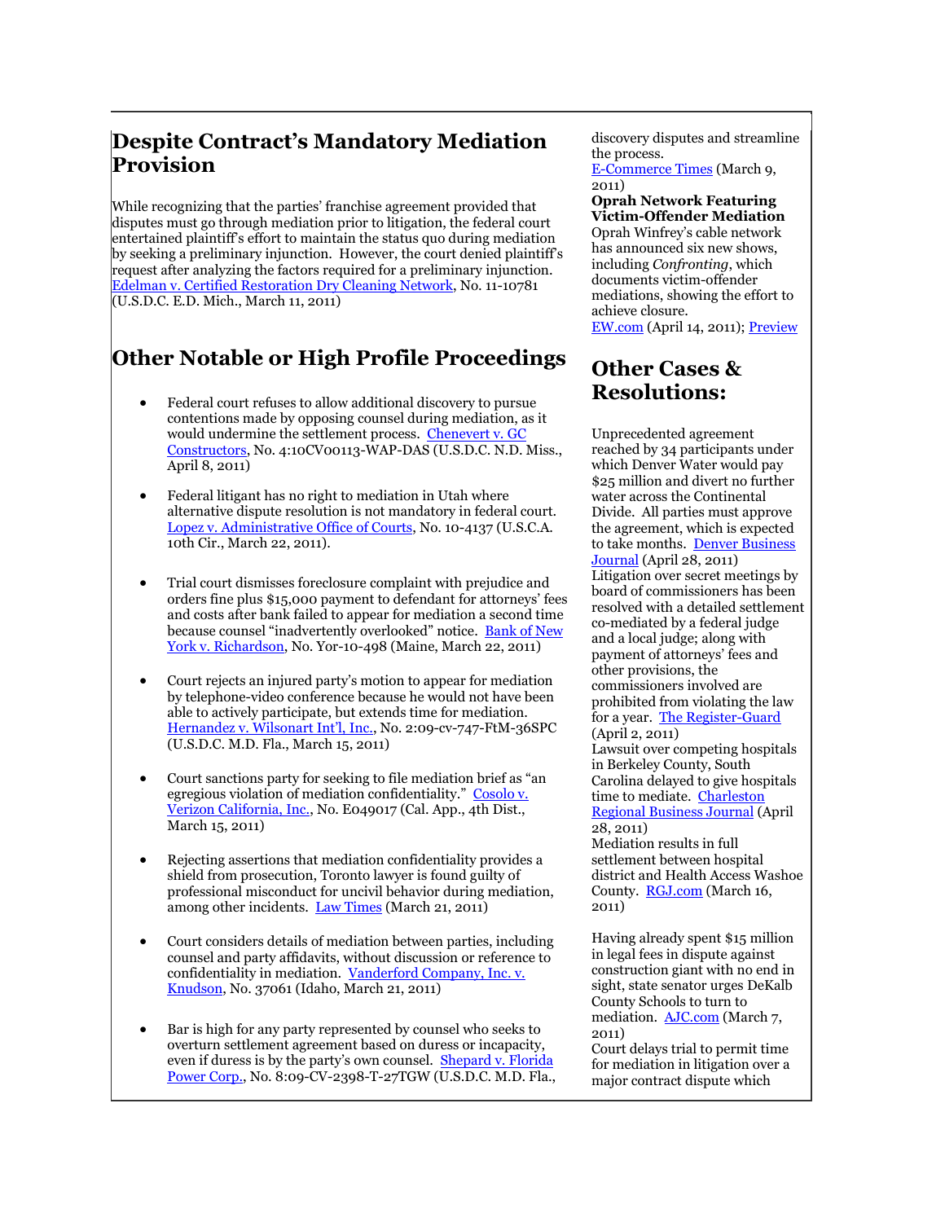## Despite Contract's Mandatory Mediation Provision

While recognizing that the parties' franchise agreement provided that disputes must go through mediation prior to litigation, the federal court entertained plaintiff's effort to maintain the status quo during mediation by seeking a preliminary injunction. However, the court denied plaintiff's request after analyzing the factors required for a preliminary injunction. Edelman v. Certified Restoration Dry Cleaning Network, No. 11-10781 (U.S.D.C. E.D. Mich., March 11, 2011)

## Other Notable or High Profile Proceedings

- Federal court refuses to allow additional discovery to pursue contentions made by opposing counsel during mediation, as it would undermine the settlement process. Chenevert v. GC Constructors, No. 4:10CV00113-WAP-DAS (U.S.D.C. N.D. Miss., April 8, 2011)

- Federal litigant has no right to mediation in Utah where alternative dispute resolution is not mandatory in federal court. Lopez v. Administrative Office of Courts, No. 10-4137 (U.S.C.A. 10th Cir., March 22, 2011).

- Trial court dismisses foreclosure complaint with prejudice and orders fine plus $15,000 payment to defendant for attorneys' fees and costs after bank failed to appear for mediation a second time because counsel "inadvertently overlooked" notice. Bank of New York v. Richardson, No. Yor-10-498 (Maine, March 22, 2011)

- Court rejects an injured party's motion to appear for mediation by telephone-video conference because he would not have been able to actively participate, but extends time for mediation. Hernandez v. Wilsonart Int'l, Inc., No. 2:09-cv-747-FtM-36SPC (U.S.D.C. M.D. Fla., March 15, 2011)

- Court sanctions party for seeking to file mediation brief as "an egregious violation of mediation confidentiality." Cosolo v. Verizon California, Inc., No. E049017 (Cal. App., 4th Dist., March 15, 2011)

- Rejecting assertions that mediation confidentiality provides a shield from prosecution, Toronto lawyer is found guilty of professional misconduct for uncivil behavior during mediation, among other incidents. Law Times (March 21, 2011)

- Court considers details of mediation between parties, including counsel and party affidavits, without discussion or reference to confidentiality in mediation. Vanderford Company, Inc. v. Knudson, No. 37061 (Idaho, March 21, 2011)

- Bar is high for any party represented by counsel who seeks to overturn settlement agreement based on duress or incapacity, even if duress is by the party's own counsel. Shepard v. Florida Power Corp., No. 8:09-CV-2398-T-27TGW (U.S.D.C. M.D. Fla.,

discovery disputes and streamline the process.
E-Commerce Times (March 9, 2011)

**Oprah Network Featuring Victim-Offender Mediation**
Oprah Winfrey's cable network has announced six new shows, including *Confronting*, which documents victim-offender mediations, showing the effort to achieve closure.
EW.com (April 14, 2011); Preview

## Other Cases & Resolutions:

Unprecedented agreement reached by 34 participants under which Denver Water would pay $25 million and divert no further water across the Continental Divide. All parties must approve the agreement, which is expected to take months. Denver Business Journal (April 28, 2011)

Litigation over secret meetings by board of commissioners has been resolved with a detailed settlement co-mediated by a federal judge and a local judge; along with payment of attorneys' fees and other provisions, the commissioners involved are prohibited from violating the law for a year. The Register-Guard (April 2, 2011)

Lawsuit over competing hospitals in Berkeley County, South Carolina delayed to give hospitals time to mediate. Charleston Regional Business Journal (April 28, 2011)

Mediation results in full settlement between hospital district and Health Access Washoe County. RGJ.com (March 16, 2011)

Having already spent $15 million in legal fees in dispute against construction giant with no end in sight, state senator urges DeKalb County Schools to turn to mediation. AJC.com (March 7, 2011)

Court delays trial to permit time for mediation in litigation over a major contract dispute which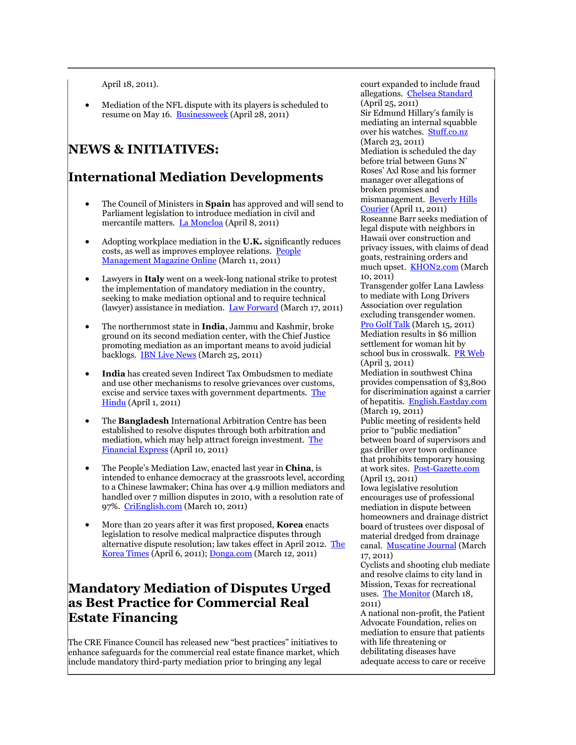April 18, 2011).

- Mediation of the NFL dispute with its players is scheduled to resume on May 16. Businessweek (April 28, 2011)

# NEWS & INITIATIVES:

## International Mediation Developments

- The Council of Ministers in **Spain** has approved and will send to Parliament legislation to introduce mediation in civil and mercantile matters. La Moncloa (April 8, 2011)

- Adopting workplace mediation in the **U.K.** significantly reduces costs, as well as improves employee relations. People Management Magazine Online (March 11, 2011)

- Lawyers in **Italy** went on a week-long national strike to protest the implementation of mandatory mediation in the country, seeking to make mediation optional and to require technical (lawyer) assistance in mediation. Law Forward (March 17, 2011)

- The northernmost state in **India**, Jammu and Kashmir, broke ground on its second mediation center, with the Chief Justice promoting mediation as an important means to avoid judicial backlogs. IBN Live News (March 25, 2011)

- **India** has created seven Indirect Tax Ombudsmen to mediate and use other mechanisms to resolve grievances over customs, excise and service taxes with government departments. The Hindu (April 1, 2011)

- The **Bangladesh** International Arbitration Centre has been established to resolve disputes through both arbitration and mediation, which may help attract foreign investment. The Financial Express (April 10, 2011)

- The People's Mediation Law, enacted last year in **China**, is intended to enhance democracy at the grassroots level, according to a Chinese lawmaker; China has over 4.9 million mediators and handled over 7 million disputes in 2010, with a resolution rate of 97%. CriEnglish.com (March 10, 2011)

- More than 20 years after it was first proposed, **Korea** enacts legislation to resolve medical malpractice disputes through alternative dispute resolution; law takes effect in April 2012. The Korea Times (April 6, 2011); Donga.com (March 12, 2011)

## Mandatory Mediation of Disputes Urged as Best Practice for Commercial Real Estate Financing

The CRE Finance Council has released new "best practices" initiatives to enhance safeguards for the commercial real estate finance market, which include mandatory third-party mediation prior to bringing any legal

court expanded to include fraud allegations. Chelsea Standard (April 25, 2011)

Sir Edmund Hillary's family is mediating an internal squabble over his watches. Stuff.co.nz (March 23, 2011)

Mediation is scheduled the day before trial between Guns N' Roses' Axl Rose and his former manager over allegations of broken promises and mismanagement. Beverly Hills Courier (April 11, 2011)

Roseanne Barr seeks mediation of legal dispute with neighbors in Hawaii over construction and privacy issues, with claims of dead goats, restraining orders and much upset. KHON2.com (March 10, 2011)

Transgender golfer Lana Lawless to mediate with Long Drivers Association over regulation excluding transgender women. Pro Golf Talk (March 15, 2011)

Mediation results in $6 million settlement for woman hit by school bus in crosswalk. PR Web (April 3, 2011)

Mediation in southwest China provides compensation of $3,800 for discrimination against a carrier of hepatitis. English.Eastday.com (March 19, 2011)

Public meeting of residents held prior to "public mediation" between board of supervisors and gas driller over town ordinance that prohibits temporary housing at work sites. Post-Gazette.com (April 13, 2011)

Iowa legislative resolution encourages use of professional mediation in dispute between homeowners and drainage district board of trustees over disposal of material dredged from drainage canal. Muscatine Journal (March 17, 2011)

Cyclists and shooting club mediate and resolve claims to city land in Mission, Texas for recreational uses. The Monitor (March 18, 2011)

A national non-profit, the Patient Advocate Foundation, relies on mediation to ensure that patients with life threatening or debilitating diseases have adequate access to care or receive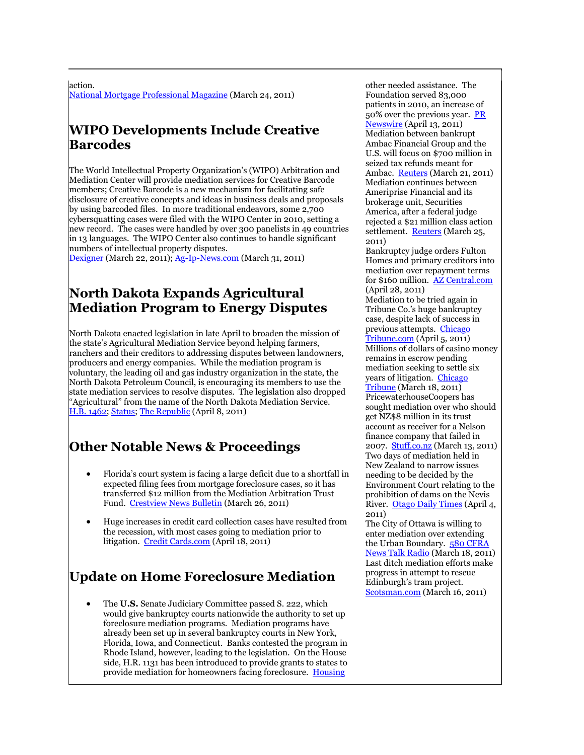action.
[National Mortgage Professional Magazine](#) (March 24, 2011)

## WIPO Developments Include Creative Barcodes

The World Intellectual Property Organization's (WIPO) Arbitration and Mediation Center will provide mediation services for Creative Barcode members; Creative Barcode is a new mechanism for facilitating safe disclosure of creative concepts and ideas in business deals and proposals by using barcoded files. In more traditional endeavors, some 2,700 cybersquatting cases were filed with the WIPO Center in 2010, setting a new record. The cases were handled by over 300 panelists in 49 countries in 13 languages. The WIPO Center also continues to handle significant numbers of intellectual property disputes.
[Dexigner](#) (March 22, 2011); [Ag-Ip-News.com](#) (March 31, 2011)

## North Dakota Expands Agricultural Mediation Program to Energy Disputes

North Dakota enacted legislation in late April to broaden the mission of the state's Agricultural Mediation Service beyond helping farmers, ranchers and their creditors to addressing disputes between landowners, producers and energy companies. While the mediation program is voluntary, the leading oil and gas industry organization in the state, the North Dakota Petroleum Council, is encouraging its members to use the state mediation services to resolve disputes. The legislation also dropped "Agricultural" from the name of the North Dakota Mediation Service.
[H.B. 1462](#); [Status](#); [The Republic](#) (April 8, 2011)

## Other Notable News & Proceedings

- Florida's court system is facing a large deficit due to a shortfall in expected filing fees from mortgage foreclosure cases, so it has transferred $12 million from the Mediation Arbitration Trust Fund. [Crestview News Bulletin](#) (March 26, 2011)

- Huge increases in credit card collection cases have resulted from the recession, with most cases going to mediation prior to litigation. [Credit Cards.com](#) (April 18, 2011)

## Update on Home Foreclosure Mediation

- The **U.S.** Senate Judiciary Committee passed S. 222, which would give bankruptcy courts nationwide the authority to set up foreclosure mediation programs. Mediation programs have already been set up in several bankruptcy courts in New York, Florida, Iowa, and Connecticut. Banks contested the program in Rhode Island, however, leading to the legislation. On the House side, H.R. 1131 has been introduced to provide grants to states to provide mediation for homeowners facing foreclosure. [Housing](#)

other needed assistance. The Foundation served 83,000 patients in 2010, an increase of 50% over the previous year. [PR Newswire](#) (April 13, 2011)
Mediation between bankrupt Ambac Financial Group and the U.S. will focus on $700 million in seized tax refunds meant for Ambac. [Reuters](#) (March 21, 2011)
Mediation continues between Ameriprise Financial and its brokerage unit, Securities America, after a federal judge rejected a $21 million class action settlement. [Reuters](#) (March 25, 2011)
Bankruptcy judge orders Fulton Homes and primary creditors into mediation over repayment terms for $160 million. [AZ Central.com](#) (April 28, 2011)
Mediation to be tried again in Tribune Co.'s huge bankruptcy case, despite lack of success in previous attempts. [Chicago Tribune.com](#) (April 5, 2011)
Millions of dollars of casino money remains in escrow pending mediation seeking to settle six years of litigation. [Chicago Tribune](#) (March 18, 2011)
PricewaterhouseCoopers has sought mediation over who should get NZ$8 million in its trust account as receiver for a Nelson finance company that failed in 2007. [Stuff.co.nz](#) (March 13, 2011)
Two days of mediation held in New Zealand to narrow issues needing to be decided by the Environment Court relating to the prohibition of dams on the Nevis River. [Otago Daily Times](#) (April 4, 2011)
The City of Ottawa is willing to enter mediation over extending the Urban Boundary. [580 CFRA News Talk Radio](#) (March 18, 2011)
Last ditch mediation efforts make progress in attempt to rescue Edinburgh's tram project. [Scotsman.com](#) (March 16, 2011)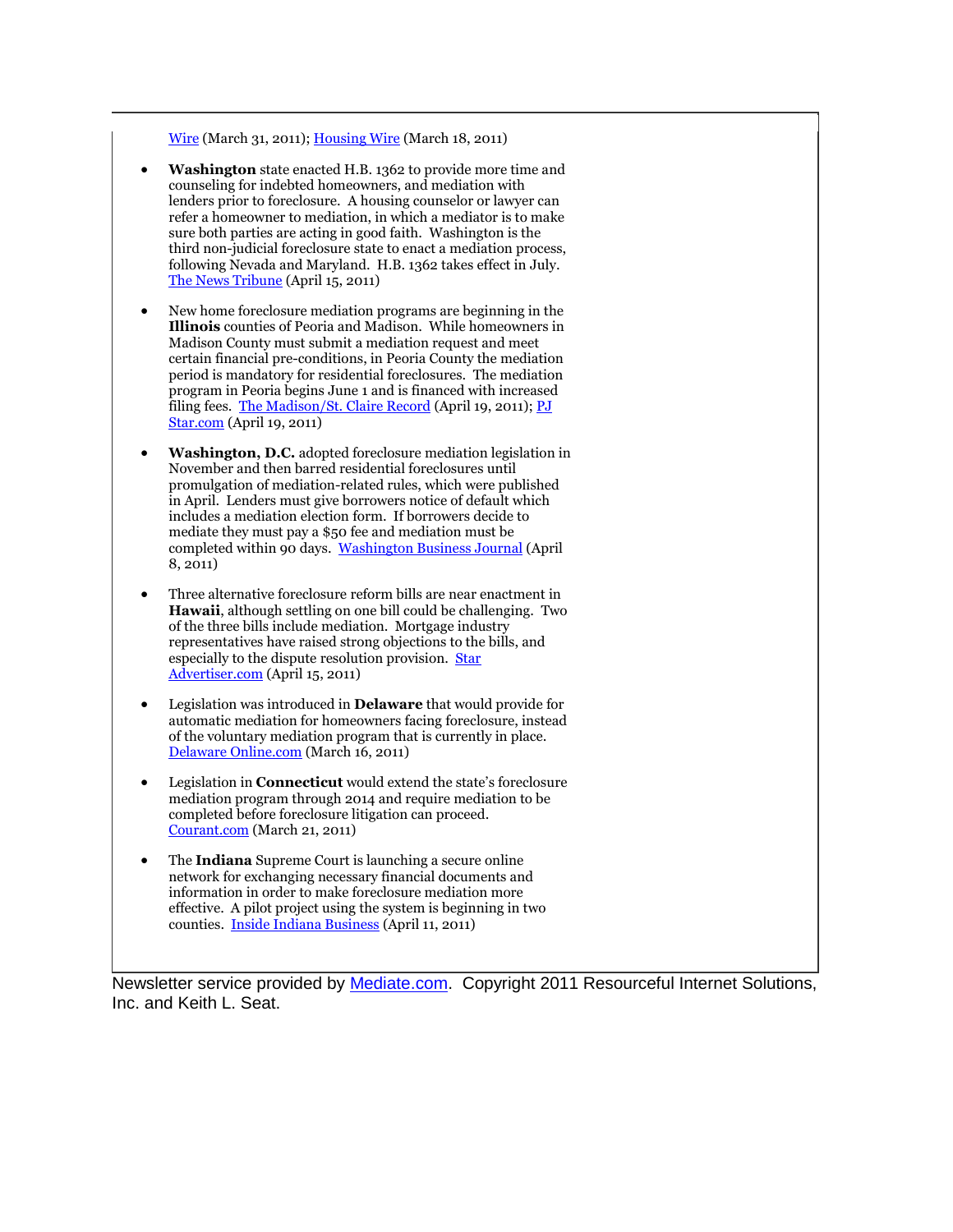Wire (March 31, 2011); Housing Wire (March 18, 2011)

- **Washington** state enacted H.B. 1362 to provide more time and counseling for indebted homeowners, and mediation with lenders prior to foreclosure. A housing counselor or lawyer can refer a homeowner to mediation, in which a mediator is to make sure both parties are acting in good faith. Washington is the third non-judicial foreclosure state to enact a mediation process, following Nevada and Maryland. H.B. 1362 takes effect in July. The News Tribune (April 15, 2011)

- New home foreclosure mediation programs are beginning in the **Illinois** counties of Peoria and Madison. While homeowners in Madison County must submit a mediation request and meet certain financial pre-conditions, in Peoria County the mediation period is mandatory for residential foreclosures. The mediation program in Peoria begins June 1 and is financed with increased filing fees. The Madison/St. Claire Record (April 19, 2011); PJ Star.com (April 19, 2011)

- **Washington, D.C.** adopted foreclosure mediation legislation in November and then barred residential foreclosures until promulgation of mediation-related rules, which were published in April. Lenders must give borrowers notice of default which includes a mediation election form. If borrowers decide to mediate they must pay a $50 fee and mediation must be completed within 90 days. Washington Business Journal (April 8, 2011)

- Three alternative foreclosure reform bills are near enactment in **Hawaii**, although settling on one bill could be challenging. Two of the three bills include mediation. Mortgage industry representatives have raised strong objections to the bills, and especially to the dispute resolution provision. Star Advertiser.com (April 15, 2011)

- Legislation was introduced in **Delaware** that would provide for automatic mediation for homeowners facing foreclosure, instead of the voluntary mediation program that is currently in place. Delaware Online.com (March 16, 2011)

- Legislation in **Connecticut** would extend the state's foreclosure mediation program through 2014 and require mediation to be completed before foreclosure litigation can proceed. Courant.com (March 21, 2011)

- The **Indiana** Supreme Court is launching a secure online network for exchanging necessary financial documents and information in order to make foreclosure mediation more effective. A pilot project using the system is beginning in two counties. Inside Indiana Business (April 11, 2011)

Newsletter service provided by Mediate.com. Copyright 2011 Resourceful Internet Solutions, Inc. and Keith L. Seat.